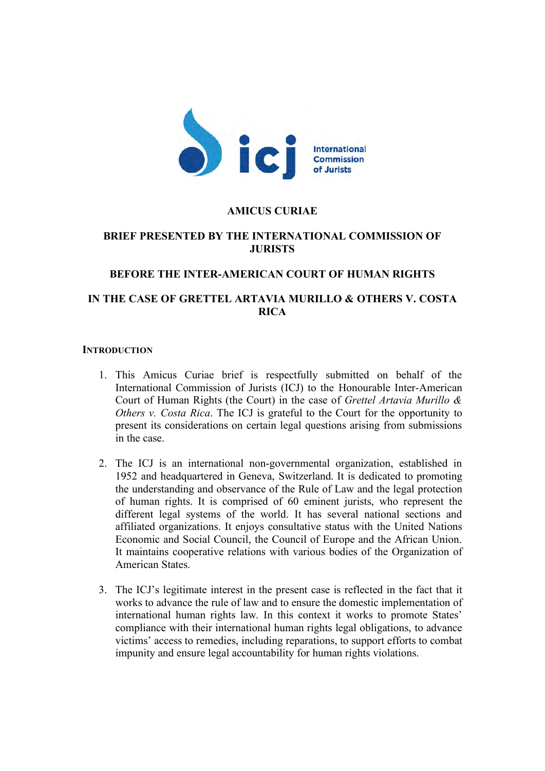**AMICUS CURIAE**

**BRIEF PRESENTED BY THE INTERNATIONAL COMMISSION OF JURISTS**

**BEFORE THE INTER-AMERICAN COURT OF HUMAN RIGHTS**

**IN THE CASE OF GRETTEL ARTAVIA MURILLO & OTHERS V. COSTA RICA**

## INTRODUCTION

1. This Amicus Curiae brief is respectfully submitted on behalf of the International Commission of Jurists (ICJ) to the Honourable Inter-American Court of Human Rights (the Court) in the case of *Grettel Artavia Murillo & Others v. Costa Rica*. The ICJ is grateful to the Court for the opportunity to present its considerations on certain legal questions arising from submissions in the case.

2. The ICJ is an international non-governmental organization, established in 1952 and headquartered in Geneva, Switzerland. It is dedicated to promoting the understanding and observance of the Rule of Law and the legal protection of human rights. It is comprised of 60 eminent jurists, who represent the different legal systems of the world. It has several national sections and affiliated organizations. It enjoys consultative status with the United Nations Economic and Social Council, the Council of Europe and the African Union. It maintains cooperative relations with various bodies of the Organization of American States.

3. The ICJ's legitimate interest in the present case is reflected in the fact that it works to advance the rule of law and to ensure the domestic implementation of international human rights law. In this context it works to promote States' compliance with their international human rights legal obligations, to advance victims' access to remedies, including reparations, to support efforts to combat impunity and ensure legal accountability for human rights violations.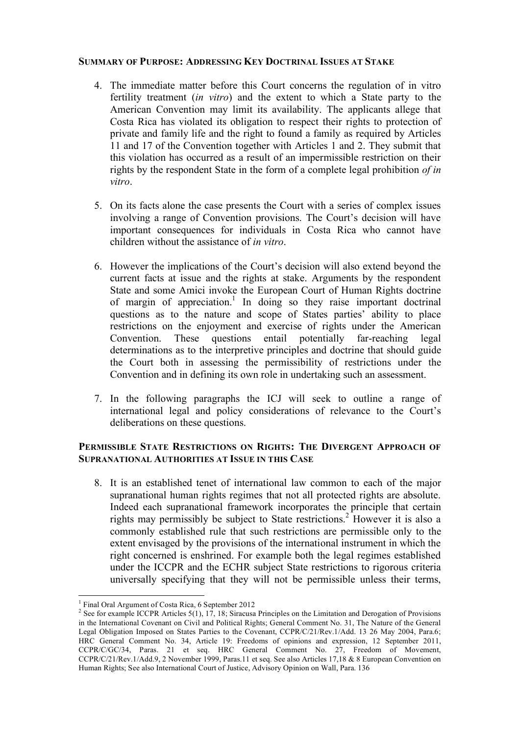## Summary of Purpose: Addressing Key Doctrinal Issues at Stake

4. The immediate matter before this Court concerns the regulation of in vitro fertility treatment (*in vitro*) and the extent to which a State party to the American Convention may limit its availability. The applicants allege that Costa Rica has violated its obligation to respect their rights to protection of private and family life and the right to found a family as required by Articles 11 and 17 of the Convention together with Articles 1 and 2. They submit that this violation has occurred as a result of an impermissible restriction on their rights by the respondent State in the form of a complete legal prohibition *of in vitro*.

5. On its facts alone the case presents the Court with a series of complex issues involving a range of Convention provisions. The Court's decision will have important consequences for individuals in Costa Rica who cannot have children without the assistance of *in vitro*.

6. However the implications of the Court's decision will also extend beyond the current facts at issue and the rights at stake. Arguments by the respondent State and some Amici invoke the European Court of Human Rights doctrine of margin of appreciation.[1] In doing so they raise important doctrinal questions as to the nature and scope of States parties' ability to place restrictions on the enjoyment and exercise of rights under the American Convention. These questions entail potentially far-reaching legal determinations as to the interpretive principles and doctrine that should guide the Court both in assessing the permissibility of restrictions under the Convention and in defining its own role in undertaking such an assessment.

7. In the following paragraphs the ICJ will seek to outline a range of international legal and policy considerations of relevance to the Court's deliberations on these questions.

## Permissible State Restrictions on Rights: The Divergent Approach of Supranational Authorities at Issue in this Case

8. It is an established tenet of international law common to each of the major supranational human rights regimes that not all protected rights are absolute. Indeed each supranational framework incorporates the principle that certain rights may permissibly be subject to State restrictions.[2] However it is also a commonly established rule that such restrictions are permissible only to the extent envisaged by the provisions of the international instrument in which the right concerned is enshrined. For example both the legal regimes established under the ICCPR and the ECHR subject State restrictions to rigorous criteria universally specifying that they will not be permissible unless their terms,

---

[1] Final Oral Argument of Costa Rica, 6 September 2012

[2] See for example ICCPR Articles 5(1), 17, 18; Siracusa Principles on the Limitation and Derogation of Provisions in the International Covenant on Civil and Political Rights; General Comment No. 31, The Nature of the General Legal Obligation Imposed on States Parties to the Covenant, CCPR/C/21/Rev.1/Add. 13 26 May 2004, Para.6; HRC General Comment No. 34, Article 19: Freedoms of opinions and expression, 12 September 2011, CCPR/C/GC/34, Paras. 21 et seq. HRC General Comment No. 27, Freedom of Movement, CCPR/C/21/Rev.1/Add.9, 2 November 1999, Paras.11 et seq. See also Articles 17,18 & 8 European Convention on Human Rights; See also International Court of Justice, Advisory Opinion on Wall, Para. 136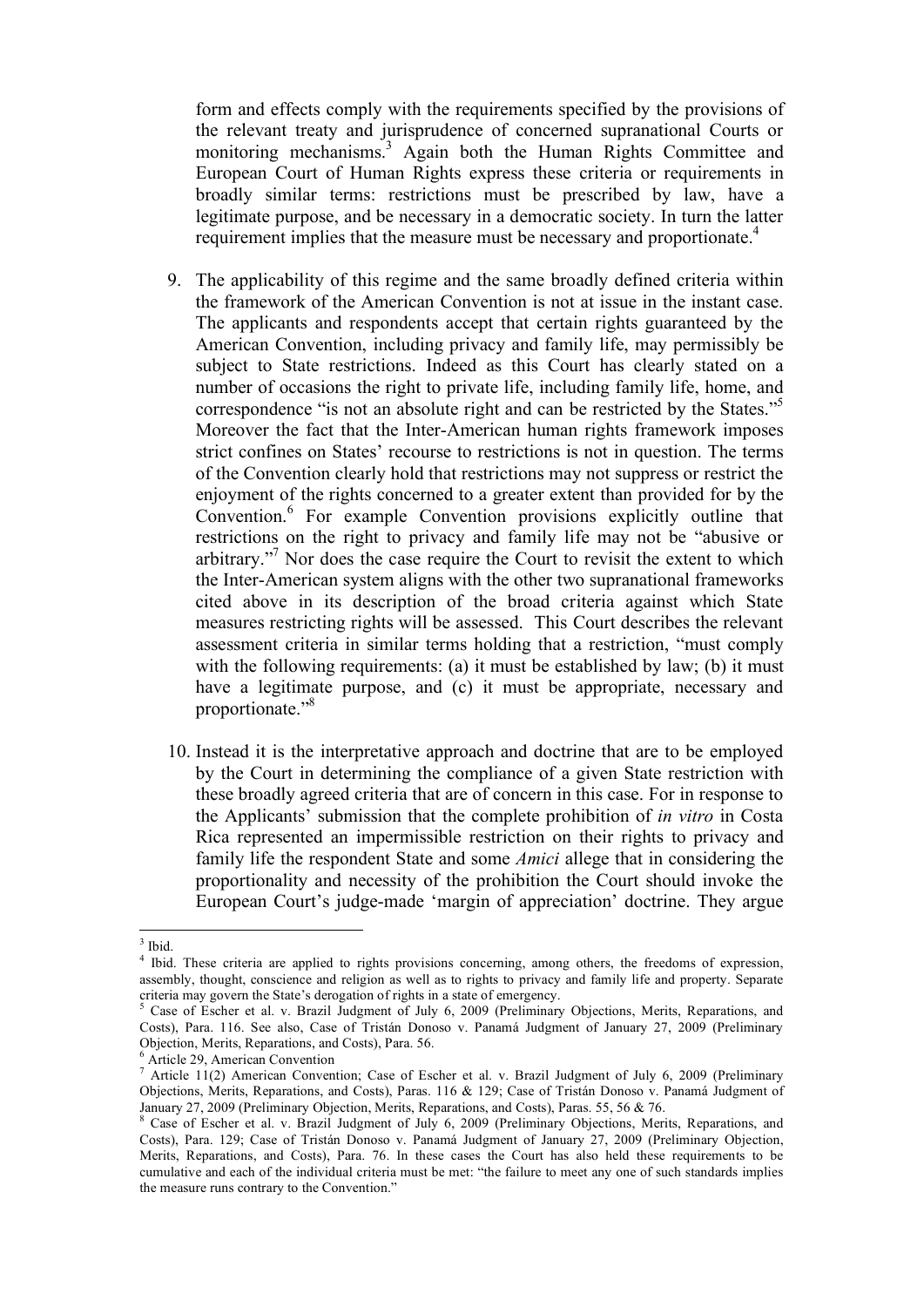form and effects comply with the requirements specified by the provisions of the relevant treaty and jurisprudence of concerned supranational Courts or monitoring mechanisms.[3] Again both the Human Rights Committee and European Court of Human Rights express these criteria or requirements in broadly similar terms: restrictions must be prescribed by law, have a legitimate purpose, and be necessary in a democratic society. In turn the latter requirement implies that the measure must be necessary and proportionate.[4]

9. The applicability of this regime and the same broadly defined criteria within the framework of the American Convention is not at issue in the instant case. The applicants and respondents accept that certain rights guaranteed by the American Convention, including privacy and family life, may permissibly be subject to State restrictions. Indeed as this Court has clearly stated on a number of occasions the right to private life, including family life, home, and correspondence "is not an absolute right and can be restricted by the States."[5] Moreover the fact that the Inter-American human rights framework imposes strict confines on States' recourse to restrictions is not in question. The terms of the Convention clearly hold that restrictions may not suppress or restrict the enjoyment of the rights concerned to a greater extent than provided for by the Convention.[6] For example Convention provisions explicitly outline that restrictions on the right to privacy and family life may not be "abusive or arbitrary."[7] Nor does the case require the Court to revisit the extent to which the Inter-American system aligns with the other two supranational frameworks cited above in its description of the broad criteria against which State measures restricting rights will be assessed. This Court describes the relevant assessment criteria in similar terms holding that a restriction, "must comply with the following requirements: (a) it must be established by law; (b) it must have a legitimate purpose, and (c) it must be appropriate, necessary and proportionate."[8]

10. Instead it is the interpretative approach and doctrine that are to be employed by the Court in determining the compliance of a given State restriction with these broadly agreed criteria that are of concern in this case. For in response to the Applicants' submission that the complete prohibition of *in vitro* in Costa Rica represented an impermissible restriction on their rights to privacy and family life the respondent State and some *Amici* allege that in considering the proportionality and necessity of the prohibition the Court should invoke the European Court's judge-made 'margin of appreciation' doctrine. They argue

---

[3] Ibid.

[4] Ibid. These criteria are applied to rights provisions concerning, among others, the freedoms of expression, assembly, thought, conscience and religion as well as to rights to privacy and family life and property. Separate criteria may govern the State's derogation of rights in a state of emergency.

[5] Case of Escher et al. v. Brazil Judgment of July 6, 2009 (Preliminary Objections, Merits, Reparations, and Costs), Para. 116. See also, Case of Tristán Donoso v. Panamá Judgment of January 27, 2009 (Preliminary Objection, Merits, Reparations, and Costs), Para. 56.

[6] Article 29, American Convention

[7] Article 11(2) American Convention; Case of Escher et al. v. Brazil Judgment of July 6, 2009 (Preliminary Objections, Merits, Reparations, and Costs), Paras. 116 & 129; Case of Tristán Donoso v. Panamá Judgment of January 27, 2009 (Preliminary Objection, Merits, Reparations, and Costs), Paras. 55, 56 & 76.

[8] Case of Escher et al. v. Brazil Judgment of July 6, 2009 (Preliminary Objections, Merits, Reparations, and Costs), Para. 129; Case of Tristán Donoso v. Panamá Judgment of January 27, 2009 (Preliminary Objection, Merits, Reparations, and Costs), Para. 76. In these cases the Court has also held these requirements to be cumulative and each of the individual criteria must be met: "the failure to meet any one of such standards implies the measure runs contrary to the Convention."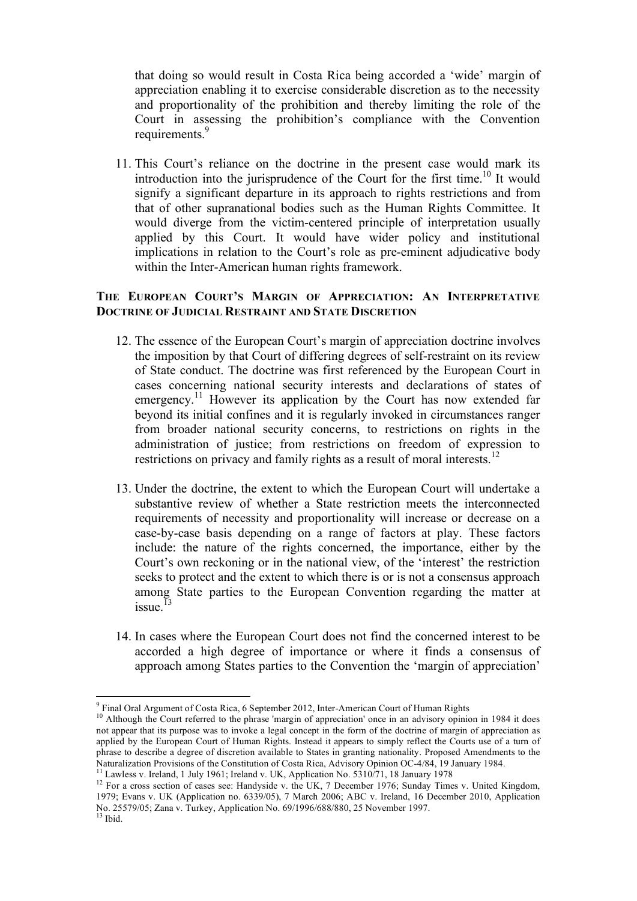that doing so would result in Costa Rica being accorded a 'wide' margin of appreciation enabling it to exercise considerable discretion as to the necessity and proportionality of the prohibition and thereby limiting the role of the Court in assessing the prohibition's compliance with the Convention requirements.[9]

11. This Court's reliance on the doctrine in the present case would mark its introduction into the jurisprudence of the Court for the first time.[10] It would signify a significant departure in its approach to rights restrictions and from that of other supranational bodies such as the Human Rights Committee. It would diverge from the victim-centered principle of interpretation usually applied by this Court. It would have wider policy and institutional implications in relation to the Court's role as pre-eminent adjudicative body within the Inter-American human rights framework.

## THE EUROPEAN COURT'S MARGIN OF APPRECIATION: AN INTERPRETATIVE DOCTRINE OF JUDICIAL RESTRAINT AND STATE DISCRETION

12. The essence of the European Court's margin of appreciation doctrine involves the imposition by that Court of differing degrees of self-restraint on its review of State conduct. The doctrine was first referenced by the European Court in cases concerning national security interests and declarations of states of emergency.[11] However its application by the Court has now extended far beyond its initial confines and it is regularly invoked in circumstances ranger from broader national security concerns, to restrictions on rights in the administration of justice; from restrictions on freedom of expression to restrictions on privacy and family rights as a result of moral interests.[12]

13. Under the doctrine, the extent to which the European Court will undertake a substantive review of whether a State restriction meets the interconnected requirements of necessity and proportionality will increase or decrease on a case-by-case basis depending on a range of factors at play. These factors include: the nature of the rights concerned, the importance, either by the Court's own reckoning or in the national view, of the 'interest' the restriction seeks to protect and the extent to which there is or is not a consensus approach among State parties to the European Convention regarding the matter at issue.[13]

14. In cases where the European Court does not find the concerned interest to be accorded a high degree of importance or where it finds a consensus of approach among States parties to the Convention the 'margin of appreciation'

---

[9] Final Oral Argument of Costa Rica, 6 September 2012, Inter-American Court of Human Rights

[10] Although the Court referred to the phrase 'margin of appreciation' once in an advisory opinion in 1984 it does not appear that its purpose was to invoke a legal concept in the form of the doctrine of margin of appreciation as applied by the European Court of Human Rights. Instead it appears to simply reflect the Courts use of a turn of phrase to describe a degree of discretion available to States in granting nationality. Proposed Amendments to the Naturalization Provisions of the Constitution of Costa Rica, Advisory Opinion OC-4/84, 19 January 1984.

[11] Lawless v. Ireland, 1 July 1961; Ireland v. UK, Application No. 5310/71, 18 January 1978

[12] For a cross section of cases see: Handyside v. the UK, 7 December 1976; Sunday Times v. United Kingdom, 1979; Evans v. UK (Application no. 6339/05), 7 March 2006; ABC v. Ireland, 16 December 2010, Application No. 25579/05; Zana v. Turkey, Application No. 69/1996/688/880, 25 November 1997.

[13] Ibid.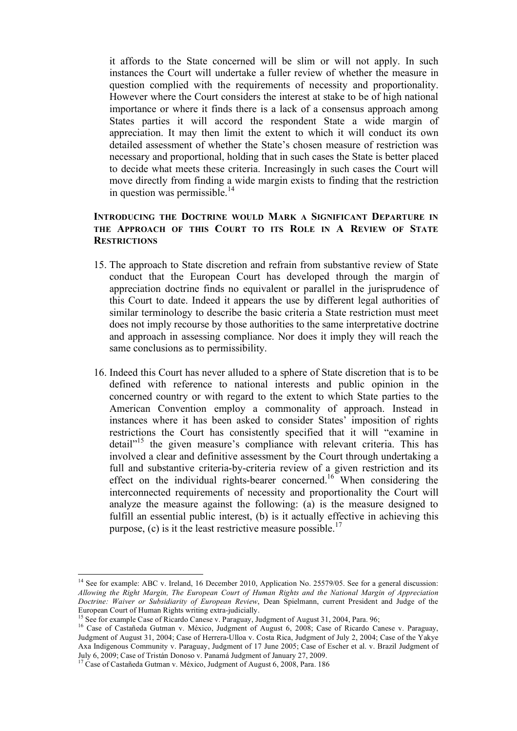it affords to the State concerned will be slim or will not apply. In such instances the Court will undertake a fuller review of whether the measure in question complied with the requirements of necessity and proportionality. However where the Court considers the interest at stake to be of high national importance or where it finds there is a lack of a consensus approach among States parties it will accord the respondent State a wide margin of appreciation. It may then limit the extent to which it will conduct its own detailed assessment of whether the State's chosen measure of restriction was necessary and proportional, holding that in such cases the State is better placed to decide what meets these criteria. Increasingly in such cases the Court will move directly from finding a wide margin exists to finding that the restriction in question was permissible.[14]

## INTRODUCING THE DOCTRINE WOULD MARK A SIGNIFICANT DEPARTURE IN THE APPROACH OF THIS COURT TO ITS ROLE IN A REVIEW OF STATE RESTRICTIONS

15. The approach to State discretion and refrain from substantive review of State conduct that the European Court has developed through the margin of appreciation doctrine finds no equivalent or parallel in the jurisprudence of this Court to date. Indeed it appears the use by different legal authorities of similar terminology to describe the basic criteria a State restriction must meet does not imply recourse by those authorities to the same interpretative doctrine and approach in assessing compliance. Nor does it imply they will reach the same conclusions as to permissibility.

16. Indeed this Court has never alluded to a sphere of State discretion that is to be defined with reference to national interests and public opinion in the concerned country or with regard to the extent to which State parties to the American Convention employ a commonality of approach. Instead in instances where it has been asked to consider States' imposition of rights restrictions the Court has consistently specified that it will "examine in detail"[15] the given measure's compliance with relevant criteria. This has involved a clear and definitive assessment by the Court through undertaking a full and substantive criteria-by-criteria review of a given restriction and its effect on the individual rights-bearer concerned.[16] When considering the interconnected requirements of necessity and proportionality the Court will analyze the measure against the following: (a) is the measure designed to fulfill an essential public interest, (b) is it actually effective in achieving this purpose, (c) is it the least restrictive measure possible.[17]

---

[14] See for example: ABC v. Ireland, 16 December 2010, Application No. 25579/05. See for a general discussion: *Allowing the Right Margin, The European Court of Human Rights and the National Margin of Appreciation Doctrine: Waiver or Subsidiarity of European Review*, Dean Spielmann, current President and Judge of the European Court of Human Rights writing extra-judicially.

[15] See for example Case of Ricardo Canese v. Paraguay, Judgment of August 31, 2004, Para. 96;

[16] Case of Castañeda Gutman v. México, Judgment of August 6, 2008; Case of Ricardo Canese v. Paraguay, Judgment of August 31, 2004; Case of Herrera-Ulloa v. Costa Rica, Judgment of July 2, 2004; Case of the Yakye Axa Indigenous Community v. Paraguay, Judgment of 17 June 2005; Case of Escher et al. v. Brazil Judgment of July 6, 2009; Case of Tristán Donoso v. Panamá Judgment of January 27, 2009.

[17] Case of Castañeda Gutman v. México, Judgment of August 6, 2008, Para. 186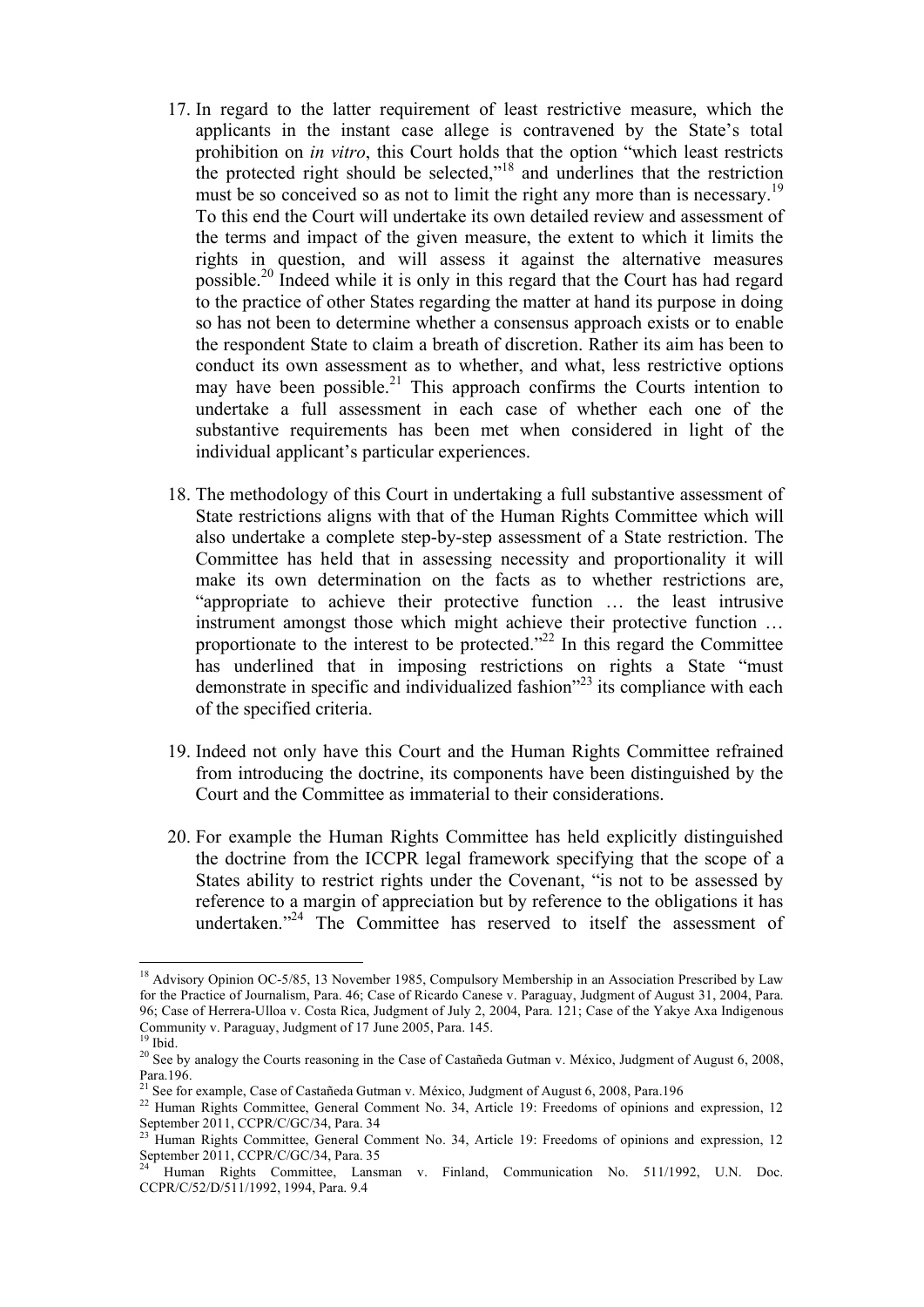17. In regard to the latter requirement of least restrictive measure, which the applicants in the instant case allege is contravened by the State's total prohibition on *in vitro*, this Court holds that the option "which least restricts the protected right should be selected,"[18] and underlines that the restriction must be so conceived so as not to limit the right any more than is necessary.[19] To this end the Court will undertake its own detailed review and assessment of the terms and impact of the given measure, the extent to which it limits the rights in question, and will assess it against the alternative measures possible.[20] Indeed while it is only in this regard that the Court has had regard to the practice of other States regarding the matter at hand its purpose in doing so has not been to determine whether a consensus approach exists or to enable the respondent State to claim a breath of discretion. Rather its aim has been to conduct its own assessment as to whether, and what, less restrictive options may have been possible.[21] This approach confirms the Courts intention to undertake a full assessment in each case of whether each one of the substantive requirements has been met when considered in light of the individual applicant's particular experiences.

18. The methodology of this Court in undertaking a full substantive assessment of State restrictions aligns with that of the Human Rights Committee which will also undertake a complete step-by-step assessment of a State restriction. The Committee has held that in assessing necessity and proportionality it will make its own determination on the facts as to whether restrictions are, "appropriate to achieve their protective function … the least intrusive instrument amongst those which might achieve their protective function … proportionate to the interest to be protected."[22] In this regard the Committee has underlined that in imposing restrictions on rights a State "must demonstrate in specific and individualized fashion"[23] its compliance with each of the specified criteria.

19. Indeed not only have this Court and the Human Rights Committee refrained from introducing the doctrine, its components have been distinguished by the Court and the Committee as immaterial to their considerations.

20. For example the Human Rights Committee has held explicitly distinguished the doctrine from the ICCPR legal framework specifying that the scope of a States ability to restrict rights under the Covenant, "is not to be assessed by reference to a margin of appreciation but by reference to the obligations it has undertaken."[24] The Committee has reserved to itself the assessment of

---

[18] Advisory Opinion OC-5/85, 13 November 1985, Compulsory Membership in an Association Prescribed by Law for the Practice of Journalism, Para. 46; Case of Ricardo Canese v. Paraguay, Judgment of August 31, 2004, Para. 96; Case of Herrera-Ulloa v. Costa Rica, Judgment of July 2, 2004, Para. 121; Case of the Yakye Axa Indigenous Community v. Paraguay, Judgment of 17 June 2005, Para. 145.

[19] Ibid.

[20] See by analogy the Courts reasoning in the Case of Castañeda Gutman v. México, Judgment of August 6, 2008, Para.196.

[21] See for example, Case of Castañeda Gutman v. México, Judgment of August 6, 2008, Para.196

[22] Human Rights Committee, General Comment No. 34, Article 19: Freedoms of opinions and expression, 12 September 2011, CCPR/C/GC/34, Para. 34

[23] Human Rights Committee, General Comment No. 34, Article 19: Freedoms of opinions and expression, 12 September 2011, CCPR/C/GC/34, Para. 35

[24] Human Rights Committee, Lansman v. Finland, Communication No. 511/1992, U.N. Doc. CCPR/C/52/D/511/1992, 1994, Para. 9.4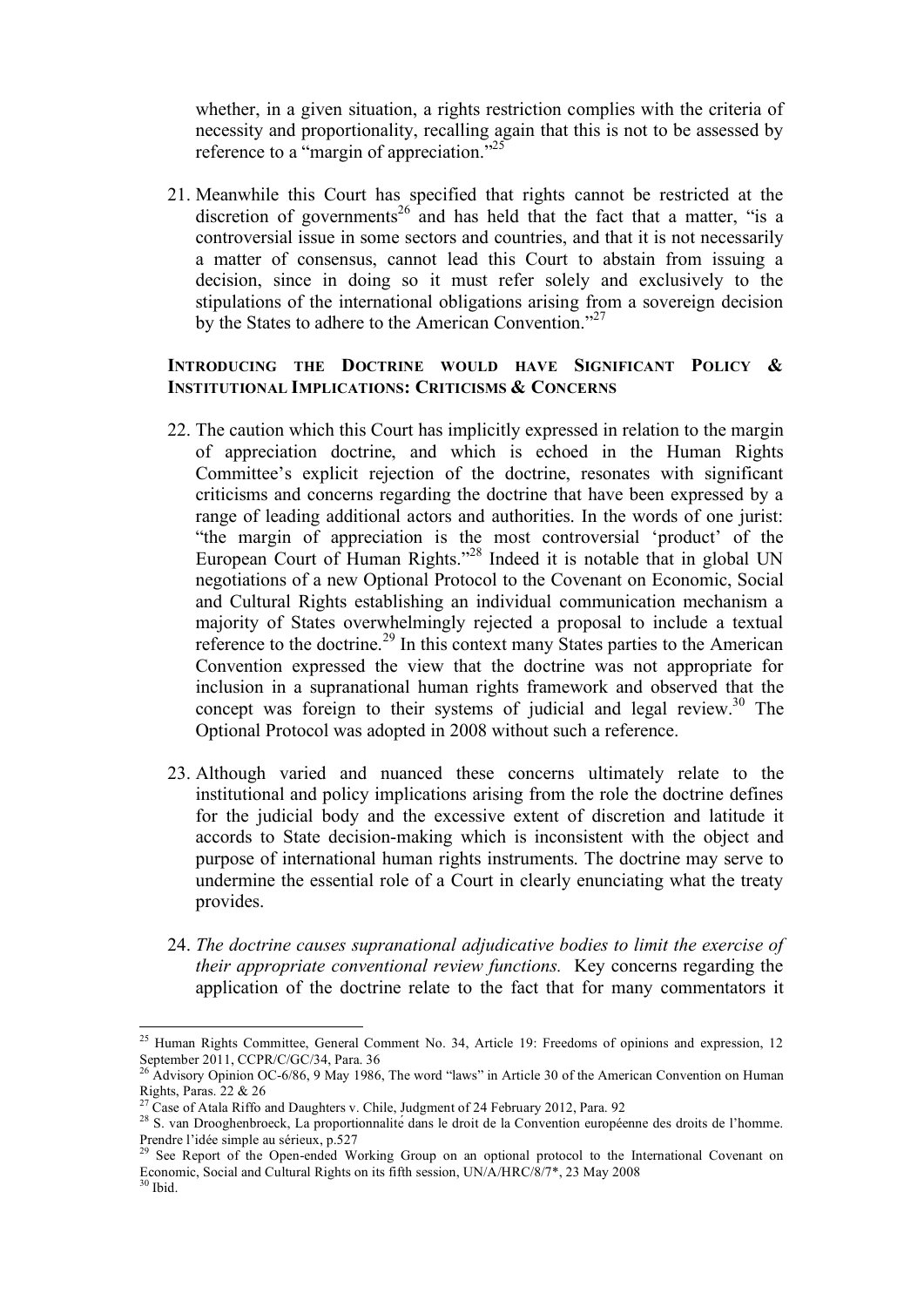whether, in a given situation, a rights restriction complies with the criteria of necessity and proportionality, recalling again that this is not to be assessed by reference to a "margin of appreciation."[25]

21. Meanwhile this Court has specified that rights cannot be restricted at the discretion of governments[26] and has held that the fact that a matter, "is a controversial issue in some sectors and countries, and that it is not necessarily a matter of consensus, cannot lead this Court to abstain from issuing a decision, since in doing so it must refer solely and exclusively to the stipulations of the international obligations arising from a sovereign decision by the States to adhere to the American Convention."[27]

### INTRODUCING THE DOCTRINE WOULD HAVE SIGNIFICANT POLICY & INSTITUTIONAL IMPLICATIONS: CRITICISMS & CONCERNS

22. The caution which this Court has implicitly expressed in relation to the margin of appreciation doctrine, and which is echoed in the Human Rights Committee's explicit rejection of the doctrine, resonates with significant criticisms and concerns regarding the doctrine that have been expressed by a range of leading additional actors and authorities. In the words of one jurist: "the margin of appreciation is the most controversial 'product' of the European Court of Human Rights."[28] Indeed it is notable that in global UN negotiations of a new Optional Protocol to the Covenant on Economic, Social and Cultural Rights establishing an individual communication mechanism a majority of States overwhelmingly rejected a proposal to include a textual reference to the doctrine.[29] In this context many States parties to the American Convention expressed the view that the doctrine was not appropriate for inclusion in a supranational human rights framework and observed that the concept was foreign to their systems of judicial and legal review.[30] The Optional Protocol was adopted in 2008 without such a reference.

23. Although varied and nuanced these concerns ultimately relate to the institutional and policy implications arising from the role the doctrine defines for the judicial body and the excessive extent of discretion and latitude it accords to State decision-making which is inconsistent with the object and purpose of international human rights instruments. The doctrine may serve to undermine the essential role of a Court in clearly enunciating what the treaty provides.

24. *The doctrine causes supranational adjudicative bodies to limit the exercise of their appropriate conventional review functions.* Key concerns regarding the application of the doctrine relate to the fact that for many commentators it

---

[25] Human Rights Committee, General Comment No. 34, Article 19: Freedoms of opinions and expression, 12 September 2011, CCPR/C/GC/34, Para. 36

[26] Advisory Opinion OC-6/86, 9 May 1986, The word "laws" in Article 30 of the American Convention on Human Rights, Paras. 22 & 26

[27] Case of Atala Riffo and Daughters v. Chile, Judgment of 24 February 2012, Para. 92

[28] S. van Drooghenbroeck, La proportionnalité dans le droit de la Convention européenne des droits de l'homme. Prendre l'idée simple au sérieux, p.527

[29] See Report of the Open-ended Working Group on an optional protocol to the International Covenant on Economic, Social and Cultural Rights on its fifth session, UN/A/HRC/8/7*, 23 May 2008

[30] Ibid.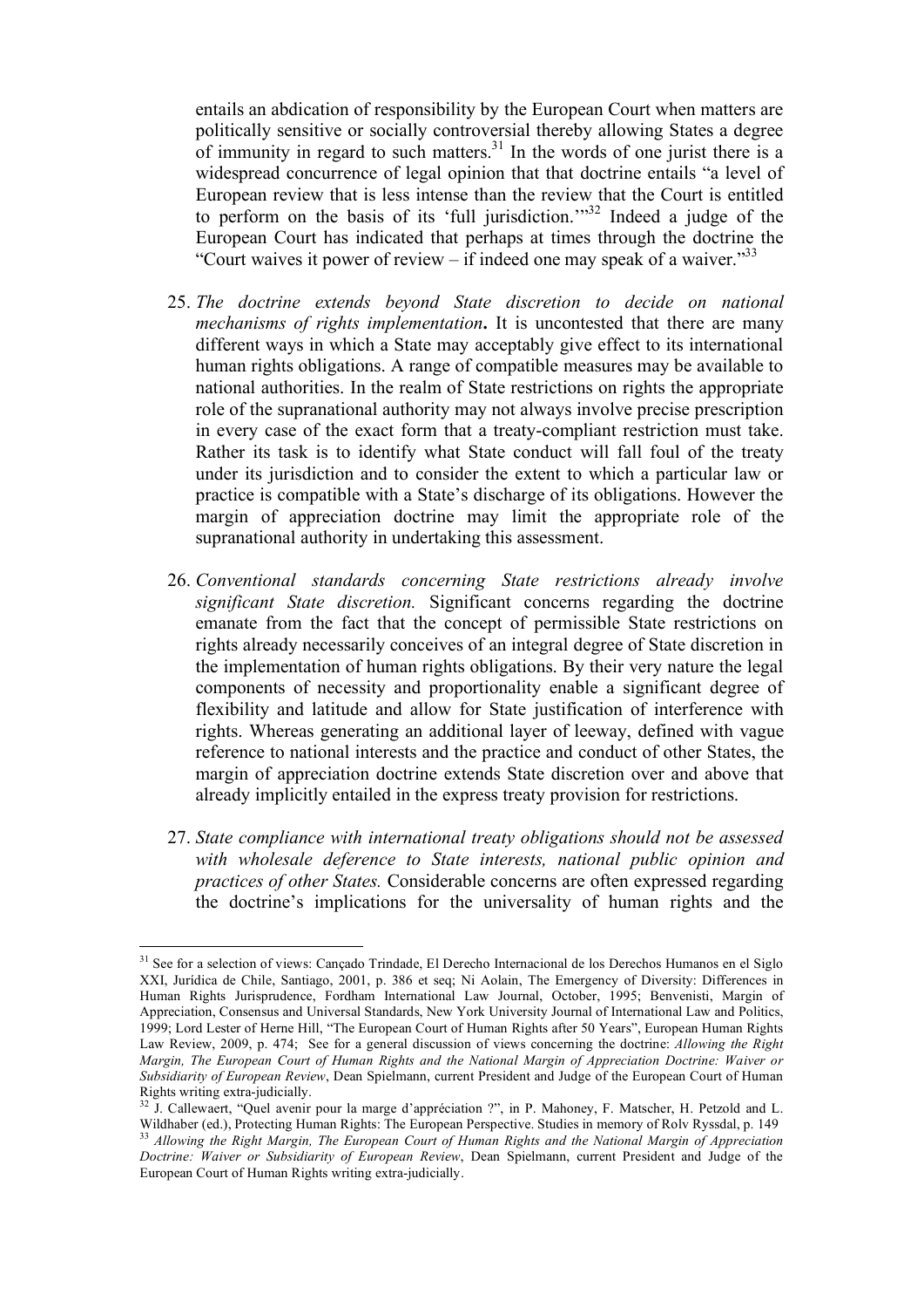entails an abdication of responsibility by the European Court when matters are politically sensitive or socially controversial thereby allowing States a degree of immunity in regard to such matters.[31] In the words of one jurist there is a widespread concurrence of legal opinion that that doctrine entails "a level of European review that is less intense than the review that the Court is entitled to perform on the basis of its 'full jurisdiction.'"[32] Indeed a judge of the European Court has indicated that perhaps at times through the doctrine the "Court waives it power of review – if indeed one may speak of a waiver."[33]

25. *The doctrine extends beyond State discretion to decide on national mechanisms of rights implementation***.** It is uncontested that there are many different ways in which a State may acceptably give effect to its international human rights obligations. A range of compatible measures may be available to national authorities. In the realm of State restrictions on rights the appropriate role of the supranational authority may not always involve precise prescription in every case of the exact form that a treaty-compliant restriction must take. Rather its task is to identify what State conduct will fall foul of the treaty under its jurisdiction and to consider the extent to which a particular law or practice is compatible with a State's discharge of its obligations. However the margin of appreciation doctrine may limit the appropriate role of the supranational authority in undertaking this assessment.

26. *Conventional standards concerning State restrictions already involve significant State discretion.* Significant concerns regarding the doctrine emanate from the fact that the concept of permissible State restrictions on rights already necessarily conceives of an integral degree of State discretion in the implementation of human rights obligations. By their very nature the legal components of necessity and proportionality enable a significant degree of flexibility and latitude and allow for State justification of interference with rights. Whereas generating an additional layer of leeway, defined with vague reference to national interests and the practice and conduct of other States, the margin of appreciation doctrine extends State discretion over and above that already implicitly entailed in the express treaty provision for restrictions.

27. *State compliance with international treaty obligations should not be assessed with wholesale deference to State interests, national public opinion and practices of other States.* Considerable concerns are often expressed regarding the doctrine's implications for the universality of human rights and the

---

[31] See for a selection of views: Cançado Trindade, El Derecho Internacional de los Derechos Humanos en el Siglo XXI, Jurídica de Chile, Santiago, 2001, p. 386 et seq; Ni Aolain, The Emergency of Diversity: Differences in Human Rights Jurisprudence, Fordham International Law Journal, October, 1995; Benvenisti, Margin of Appreciation, Consensus and Universal Standards, New York University Journal of International Law and Politics, 1999; Lord Lester of Herne Hill, "The European Court of Human Rights after 50 Years", European Human Rights Law Review, 2009, p. 474; See for a general discussion of views concerning the doctrine: *Allowing the Right Margin, The European Court of Human Rights and the National Margin of Appreciation Doctrine: Waiver or Subsidiarity of European Review*, Dean Spielmann, current President and Judge of the European Court of Human Rights writing extra-judicially.

[32] J. Callewaert, "Quel avenir pour la marge d'appréciation ?", in P. Mahoney, F. Matscher, H. Petzold and L. Wildhaber (ed.), Protecting Human Rights: The European Perspective. Studies in memory of Rolv Ryssdal, p. 149

[33] *Allowing the Right Margin, The European Court of Human Rights and the National Margin of Appreciation Doctrine: Waiver or Subsidiarity of European Review*, Dean Spielmann, current President and Judge of the European Court of Human Rights writing extra-judicially.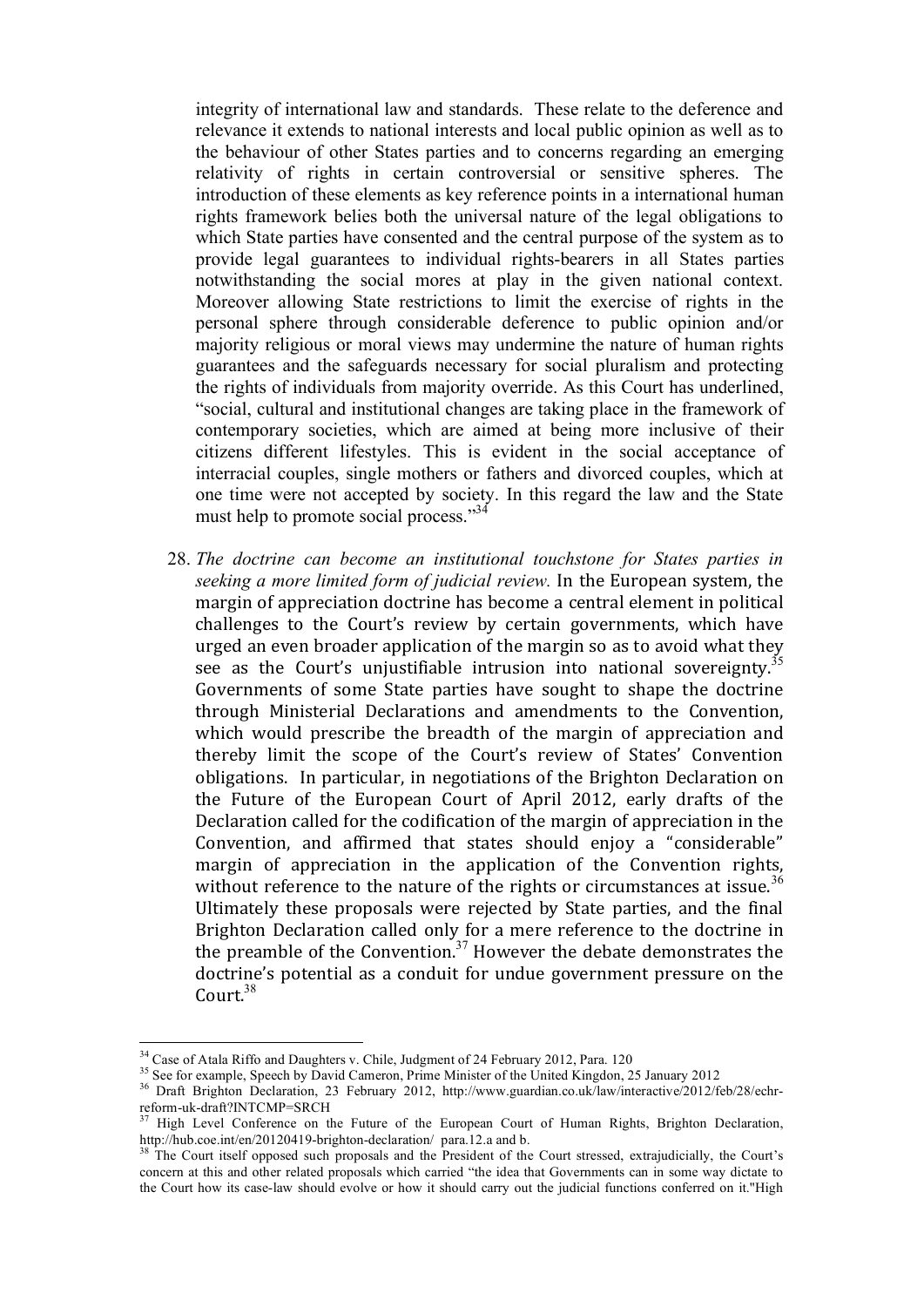integrity of international law and standards. These relate to the deference and relevance it extends to national interests and local public opinion as well as to the behaviour of other States parties and to concerns regarding an emerging relativity of rights in certain controversial or sensitive spheres. The introduction of these elements as key reference points in a international human rights framework belies both the universal nature of the legal obligations to which State parties have consented and the central purpose of the system as to provide legal guarantees to individual rights-bearers in all States parties notwithstanding the social mores at play in the given national context. Moreover allowing State restrictions to limit the exercise of rights in the personal sphere through considerable deference to public opinion and/or majority religious or moral views may undermine the nature of human rights guarantees and the safeguards necessary for social pluralism and protecting the rights of individuals from majority override. As this Court has underlined, "social, cultural and institutional changes are taking place in the framework of contemporary societies, which are aimed at being more inclusive of their citizens different lifestyles. This is evident in the social acceptance of interracial couples, single mothers or fathers and divorced couples, which at one time were not accepted by society. In this regard the law and the State must help to promote social process."[34]

28. *The doctrine can become an institutional touchstone for States parties in seeking a more limited form of judicial review.* In the European system, the margin of appreciation doctrine has become a central element in political challenges to the Court's review by certain governments, which have urged an even broader application of the margin so as to avoid what they see as the Court's unjustifiable intrusion into national sovereignty.[35] Governments of some State parties have sought to shape the doctrine through Ministerial Declarations and amendments to the Convention, which would prescribe the breadth of the margin of appreciation and thereby limit the scope of the Court's review of States' Convention obligations. In particular, in negotiations of the Brighton Declaration on the Future of the European Court of April 2012, early drafts of the Declaration called for the codification of the margin of appreciation in the Convention, and affirmed that states should enjoy a "considerable" margin of appreciation in the application of the Convention rights, without reference to the nature of the rights or circumstances at issue.[36] Ultimately these proposals were rejected by State parties, and the final Brighton Declaration called only for a mere reference to the doctrine in the preamble of the Convention.[37] However the debate demonstrates the doctrine's potential as a conduit for undue government pressure on the Court.[38]

---

[34] Case of Atala Riffo and Daughters v. Chile, Judgment of 24 February 2012, Para. 120

[35] See for example, Speech by David Cameron, Prime Minister of the United Kingdon, 25 January 2012

[36] Draft Brighton Declaration, 23 February 2012, http://www.guardian.co.uk/law/interactive/2012/feb/28/echr-reform-uk-draft?INTCMP=SRCH

[37] High Level Conference on the Future of the European Court of Human Rights, Brighton Declaration, http://hub.coe.int/en/20120419-brighton-declaration/ para.12.a and b.

[38] The Court itself opposed such proposals and the President of the Court stressed, extrajudicially, the Court's concern at this and other related proposals which carried "the idea that Governments can in some way dictate to the Court how its case-law should evolve or how it should carry out the judicial functions conferred on it."High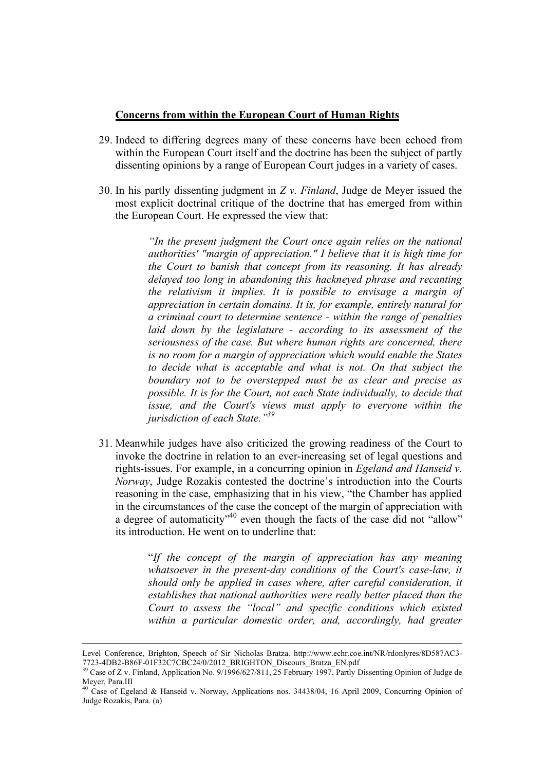**Concerns from within the European Court of Human Rights**

29. Indeed to differing degrees many of these concerns have been echoed from within the European Court itself and the doctrine has been the subject of partly dissenting opinions by a range of European Court judges in a variety of cases.

30. In his partly dissenting judgment in *Z v. Finland*, Judge de Meyer issued the most explicit doctrinal critique of the doctrine that has emerged from within the European Court. He expressed the view that:

> *"In the present judgment the Court once again relies on the national authorities' "margin of appreciation." I believe that it is high time for the Court to banish that concept from its reasoning. It has already delayed too long in abandoning this hackneyed phrase and recanting the relativism it implies. It is possible to envisage a margin of appreciation in certain domains. It is, for example, entirely natural for a criminal court to determine sentence - within the range of penalties laid down by the legislature - according to its assessment of the seriousness of the case. But where human rights are concerned, there is no room for a margin of appreciation which would enable the States to decide what is acceptable and what is not. On that subject the boundary not to be overstepped must be as clear and precise as possible. It is for the Court, not each State individually, to decide that issue, and the Court's views must apply to everyone within the jurisdiction of each State."*[39]

31. Meanwhile judges have also criticized the growing readiness of the Court to invoke the doctrine in relation to an ever-increasing set of legal questions and rights-issues. For example, in a concurring opinion in *Egeland and Hanseid v. Norway*, Judge Rozakis contested the doctrine's introduction into the Courts reasoning in the case, emphasizing that in his view, "the Chamber has applied in the circumstances of the case the concept of the margin of appreciation with a degree of automaticity"[40] even though the facts of the case did not "allow" its introduction. He went on to underline that:

> "*If the concept of the margin of appreciation has any meaning whatsoever in the present-day conditions of the Court's case-law, it should only be applied in cases where, after careful consideration, it establishes that national authorities were really better placed than the Court to assess the "local" and specific conditions which existed within a particular domestic order, and, accordingly, had greater*

---

Level Conference, Brighton, Speech of Sir Nicholas Bratza. http://www.echr.coe.int/NR/rdonlyres/8D587AC3-7723-4DB2-B86F-01F32C7CBC24/0/2012_BRIGHTON_Discours_Bratza_EN.pdf

[39] Case of Z v. Finland, Application No. 9/1996/627/811, 25 February 1997, Partly Dissenting Opinion of Judge de Meyer, Para.III

[40] Case of Egeland & Hanseid v. Norway, Applications nos. 34438/04, 16 April 2009, Concurring Opinion of Judge Rozakis, Para. (a)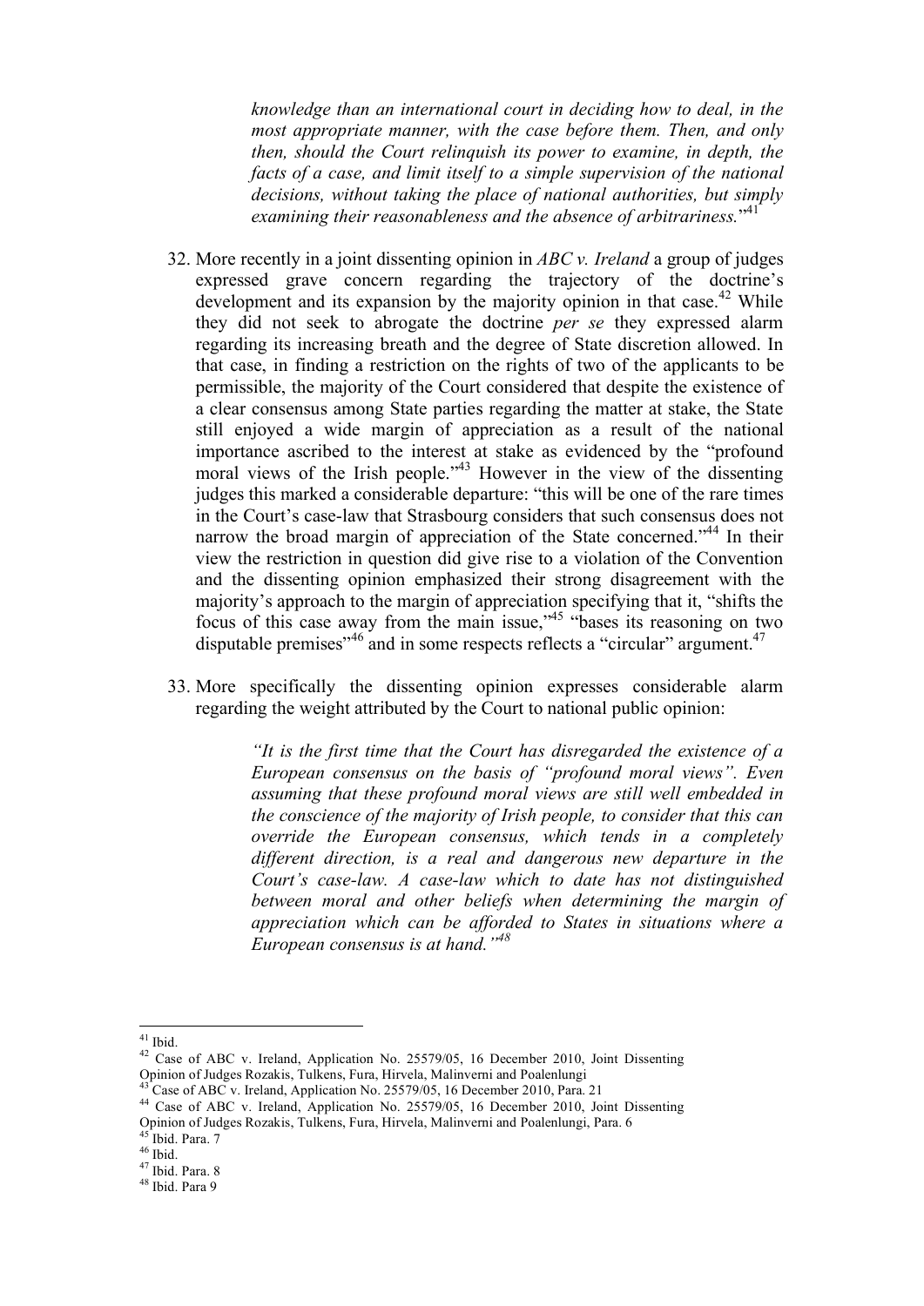> *knowledge than an international court in deciding how to deal, in the most appropriate manner, with the case before them. Then, and only then, should the Court relinquish its power to examine, in depth, the facts of a case, and limit itself to a simple supervision of the national decisions, without taking the place of national authorities, but simply examining their reasonableness and the absence of arbitrariness.*"[41]

32. More recently in a joint dissenting opinion in *ABC v. Ireland* a group of judges expressed grave concern regarding the trajectory of the doctrine's development and its expansion by the majority opinion in that case.[42] While they did not seek to abrogate the doctrine *per se* they expressed alarm regarding its increasing breath and the degree of State discretion allowed. In that case, in finding a restriction on the rights of two of the applicants to be permissible, the majority of the Court considered that despite the existence of a clear consensus among State parties regarding the matter at stake, the State still enjoyed a wide margin of appreciation as a result of the national importance ascribed to the interest at stake as evidenced by the "profound moral views of the Irish people."[43] However in the view of the dissenting judges this marked a considerable departure: "this will be one of the rare times in the Court's case-law that Strasbourg considers that such consensus does not narrow the broad margin of appreciation of the State concerned."[44] In their view the restriction in question did give rise to a violation of the Convention and the dissenting opinion emphasized their strong disagreement with the majority's approach to the margin of appreciation specifying that it, "shifts the focus of this case away from the main issue,"[45] "bases its reasoning on two disputable premises"[46] and in some respects reflects a "circular" argument.[47]

33. More specifically the dissenting opinion expresses considerable alarm regarding the weight attributed by the Court to national public opinion:

> *"It is the first time that the Court has disregarded the existence of a European consensus on the basis of "profound moral views". Even assuming that these profound moral views are still well embedded in the conscience of the majority of Irish people, to consider that this can override the European consensus, which tends in a completely different direction, is a real and dangerous new departure in the Court's case-law. A case-law which to date has not distinguished between moral and other beliefs when determining the margin of appreciation which can be afforded to States in situations where a European consensus is at hand."*[48]

---

[41] Ibid.

[42] Case of ABC v. Ireland, Application No. 25579/05, 16 December 2010, Joint Dissenting Opinion of Judges Rozakis, Tulkens, Fura, Hirvela, Malinverni and Poalenlungi

[43] Case of ABC v. Ireland, Application No. 25579/05, 16 December 2010, Para. 21

[44] Case of ABC v. Ireland, Application No. 25579/05, 16 December 2010, Joint Dissenting Opinion of Judges Rozakis, Tulkens, Fura, Hirvela, Malinverni and Poalenlungi, Para. 6

[45] Ibid. Para. 7

[46] Ibid.

[47] Ibid. Para. 8

[48] Ibid. Para 9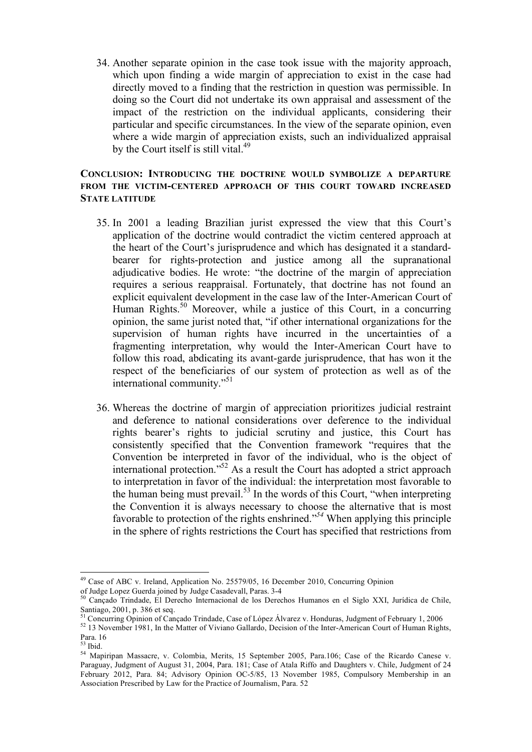34. Another separate opinion in the case took issue with the majority approach, which upon finding a wide margin of appreciation to exist in the case had directly moved to a finding that the restriction in question was permissible. In doing so the Court did not undertake its own appraisal and assessment of the impact of the restriction on the individual applicants, considering their particular and specific circumstances. In the view of the separate opinion, even where a wide margin of appreciation exists, such an individualized appraisal by the Court itself is still vital.[49]

### CONCLUSION: INTRODUCING THE DOCTRINE WOULD SYMBOLIZE A DEPARTURE FROM THE VICTIM-CENTERED APPROACH OF THIS COURT TOWARD INCREASED STATE LATITUDE

35. In 2001 a leading Brazilian jurist expressed the view that this Court's application of the doctrine would contradict the victim centered approach at the heart of the Court's jurisprudence and which has designated it a standard-bearer for rights-protection and justice among all the supranational adjudicative bodies. He wrote: "the doctrine of the margin of appreciation requires a serious reappraisal. Fortunately, that doctrine has not found an explicit equivalent development in the case law of the Inter-American Court of Human Rights.[50] Moreover, while a justice of this Court, in a concurring opinion, the same jurist noted that, "if other international organizations for the supervision of human rights have incurred in the uncertainties of a fragmenting interpretation, why would the Inter-American Court have to follow this road, abdicating its avant-garde jurisprudence, that has won it the respect of the beneficiaries of our system of protection as well as of the international community."[51]

36. Whereas the doctrine of margin of appreciation prioritizes judicial restraint and deference to national considerations over deference to the individual rights bearer's rights to judicial scrutiny and justice, this Court has consistently specified that the Convention framework "requires that the Convention be interpreted in favor of the individual, who is the object of international protection."[52] As a result the Court has adopted a strict approach to interpretation in favor of the individual: the interpretation most favorable to the human being must prevail.[53] In the words of this Court, "when interpreting the Convention it is always necessary to choose the alternative that is most favorable to protection of the rights enshrined."[54] When applying this principle in the sphere of rights restrictions the Court has specified that restrictions from

---

[49] Case of ABC v. Ireland, Application No. 25579/05, 16 December 2010, Concurring Opinion of Judge Lopez Guerda joined by Judge Casadevall, Paras. 3-4

[50] Cançado Trindade, El Derecho Internacional de los Derechos Humanos en el Siglo XXI, Jurídica de Chile, Santiago, 2001, p. 386 et seq.

[51] Concurring Opinion of Cançado Trindade, Case of López Álvarez v. Honduras, Judgment of February 1, 2006

[52] 13 November 1981, In the Matter of Viviano Gallardo, Decision of the Inter-American Court of Human Rights, Para. 16

[53] Ibid.

[54] Mapiripan Massacre, v. Colombia, Merits, 15 September 2005, Para.106; Case of the Ricardo Canese v. Paraguay, Judgment of August 31, 2004, Para. 181; Case of Atala Riffo and Daughters v. Chile, Judgment of 24 February 2012, Para. 84; Advisory Opinion OC-5/85, 13 November 1985, Compulsory Membership in an Association Prescribed by Law for the Practice of Journalism, Para. 52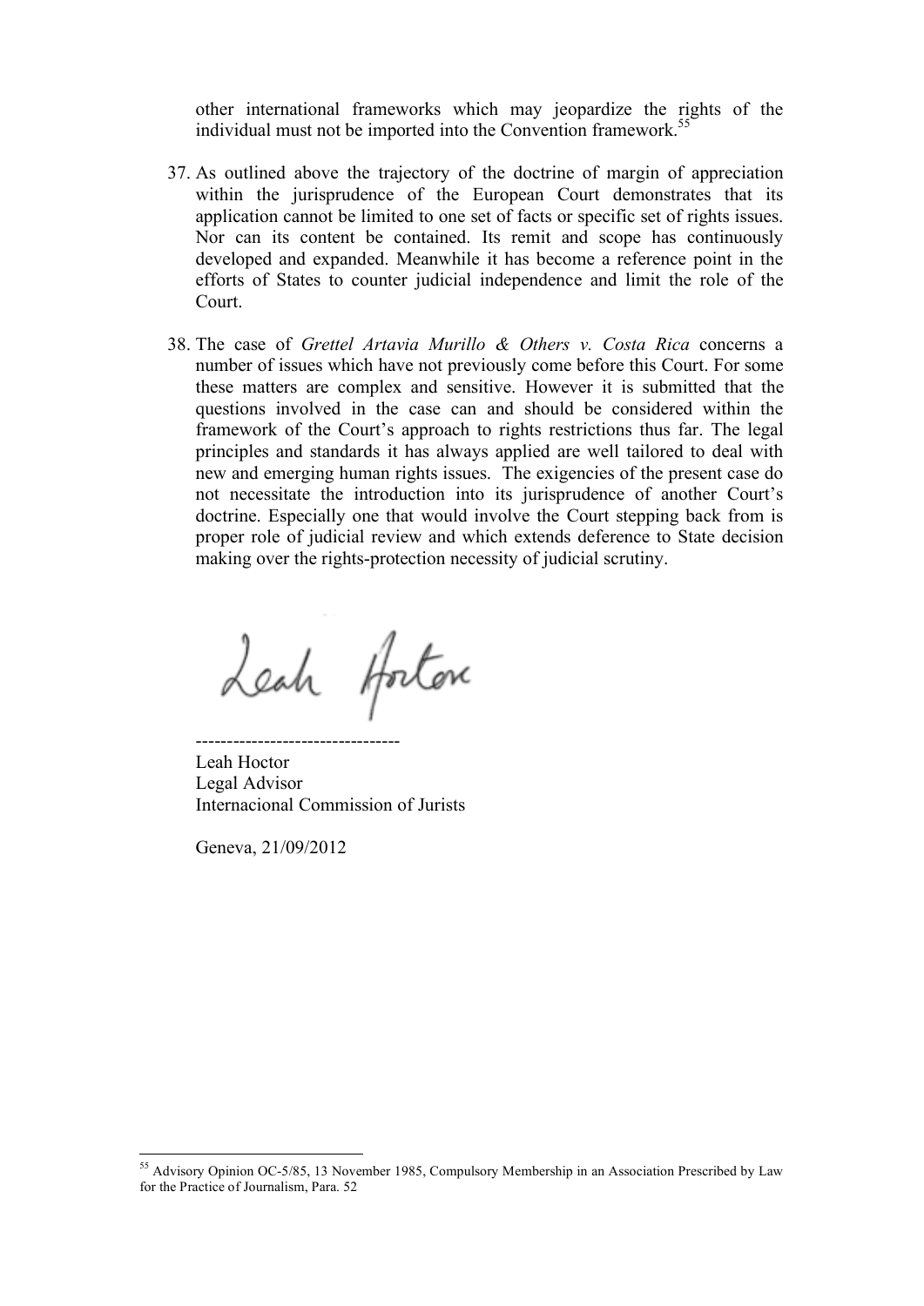other international frameworks which may jeopardize the rights of the individual must not be imported into the Convention framework.[55]

37. As outlined above the trajectory of the doctrine of margin of appreciation within the jurisprudence of the European Court demonstrates that its application cannot be limited to one set of facts or specific set of rights issues. Nor can its content be contained. Its remit and scope has continuously developed and expanded. Meanwhile it has become a reference point in the efforts of States to counter judicial independence and limit the role of the Court.

38. The case of *Grettel Artavia Murillo & Others v. Costa Rica* concerns a number of issues which have not previously come before this Court. For some these matters are complex and sensitive. However it is submitted that the questions involved in the case can and should be considered within the framework of the Court's approach to rights restrictions thus far. The legal principles and standards it has always applied are well tailored to deal with new and emerging human rights issues. The exigencies of the present case do not necessitate the introduction into its jurisprudence of another Court's doctrine. Especially one that would involve the Court stepping back from is proper role of judicial review and which extends deference to State decision making over the rights-protection necessity of judicial scrutiny.

Leah Hoctor

--------------------------------

Leah Hoctor
Legal Advisor
Internacional Commission of Jurists

Geneva, 21/09/2012

---

[55] Advisory Opinion OC-5/85, 13 November 1985, Compulsory Membership in an Association Prescribed by Law for the Practice of Journalism, Para. 52